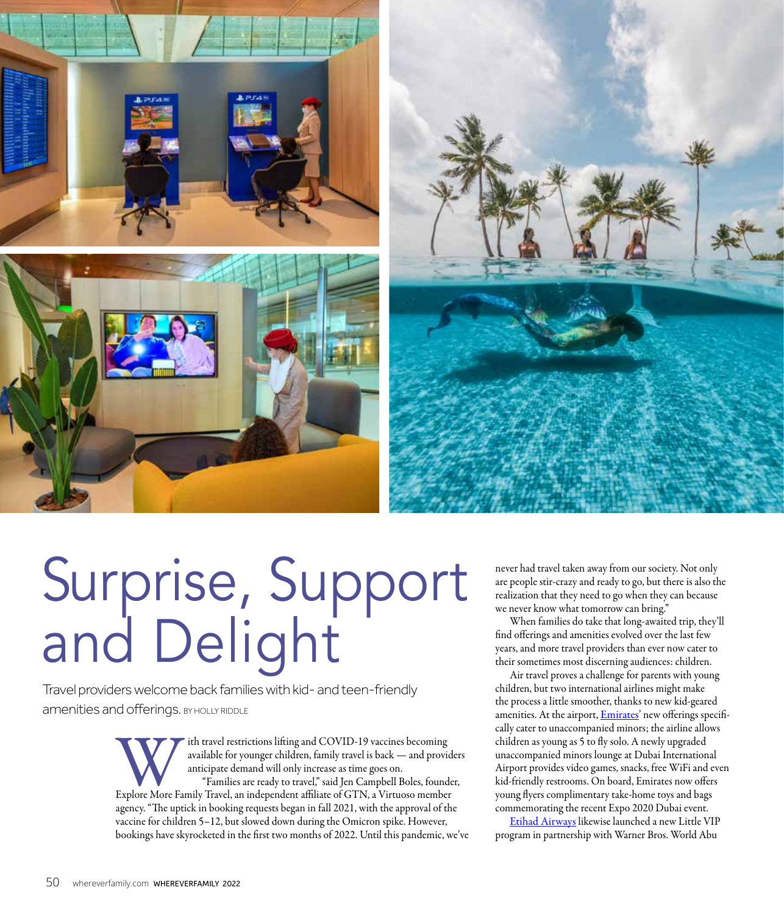# Surprise, Support and Delight

Travel providers welcome back families with kid- and teen-friendly amenities and offerings. BY HOLLY RIDDLE

With travel restrictions lifting and COVID-19 vaccines becoming available for younger children, family travel is back — and providers anticipate demand will only increase as time goes on.

"Families are ready to travel," said Jen Campbell Boles, founder, Explore More Family Travel, an independent affiliate of GTN, a Virtuoso member agency. "The uptick in booking requests began in fall 2021, with the approval of the vaccine for children 5–12, but slowed down during the Omicron spike. However, bookings have skyrocketed in the first two months of 2022. Until this pandemic, we've never had travel taken away from our society. Not only are people stir-crazy and ready to go, but there is also the realization that they need to go when they can because we never know what tomorrow can bring."

When families do take that long-awaited trip, they'll find offerings and amenities evolved over the last few years, and more travel providers than ever now cater to their sometimes most discerning audiences: children.

Air travel proves a challenge for parents with young children, but two international airlines might make the process a little smoother, thanks to new kid-geared amenities. At the airport, Emirates' new offerings specifically cater to unaccompanied minors; the airline allows children as young as 5 to fly solo. A newly upgraded unaccompanied minors lounge at Dubai International Airport provides video games, snacks, free WiFi and even kid-friendly restrooms. On board, Emirates now offers young flyers complimentary take-home toys and bags commemorating the recent Expo 2020 Dubai event.

Etihad Airways likewise launched a new Little VIP program in partnership with Warner Bros. World Abu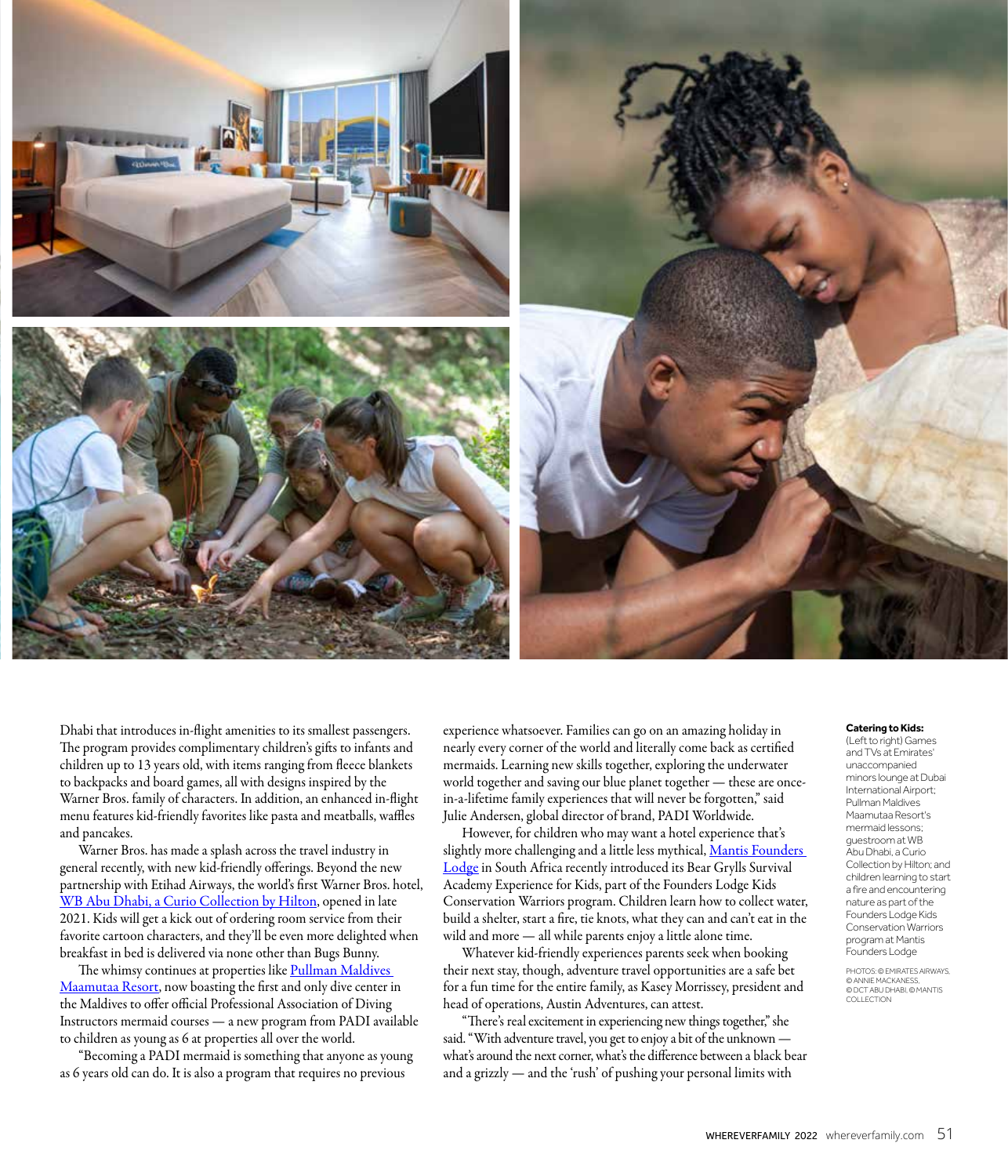Dhabi that introduces in-flight amenities to its smallest passengers. The program provides complimentary children's gifts to infants and children up to 13 years old, with items ranging from fleece blankets to backpacks and board games, all with designs inspired by the Warner Bros. family of characters. In addition, an enhanced in-flight menu features kid-friendly favorites like pasta and meatballs, waffles and pancakes.

Warner Bros. has made a splash across the travel industry in general recently, with new kid-friendly offerings. Beyond the new partnership with Etihad Airways, the world's first Warner Bros. hotel, WB Abu Dhabi, a Curio Collection by Hilton, opened in late 2021. Kids will get a kick out of ordering room service from their favorite cartoon characters, and they'll be even more delighted when breakfast in bed is delivered via none other than Bugs Bunny.

The whimsy continues at properties like Pullman Maldives Maamutaa Resort, now boasting the first and only dive center in the Maldives to offer official Professional Association of Diving Instructors mermaid courses — a new program from PADI available to children as young as 6 at properties all over the world.

"Becoming a PADI mermaid is something that anyone as young as 6 years old can do. It is also a program that requires no previous experience whatsoever. Families can go on an amazing holiday in nearly every corner of the world and literally come back as certified mermaids. Learning new skills together, exploring the underwater world together and saving our blue planet together — these are once-in-a-lifetime family experiences that will never be forgotten," said Julie Andersen, global director of brand, PADI Worldwide.

However, for children who may want a hotel experience that's slightly more challenging and a little less mythical, Mantis Founders Lodge in South Africa recently introduced its Bear Grylls Survival Academy Experience for Kids, part of the Founders Lodge Kids Conservation Warriors program. Children learn how to collect water, build a shelter, start a fire, tie knots, what they can and can't eat in the wild and more — all while parents enjoy a little alone time.

Whatever kid-friendly experiences parents seek when booking their next stay, though, adventure travel opportunities are a safe bet for a fun time for the entire family, as Kasey Morrissey, president and head of operations, Austin Adventures, can attest.

"There's real excitement in experiencing new things together," she said. "With adventure travel, you get to enjoy a bit of the unknown — what's around the next corner, what's the difference between a black bear and a grizzly — and the 'rush' of pushing your personal limits with

**Catering to Kids:** (Left to right) Games and TVs at Emirates' unaccompanied minors lounge at Dubai International Airport; Pullman Maldives Maamutaa Resort's mermaid lessons; guestroom at WB Abu Dhabi, a Curio Collection by Hilton; and children learning to start a fire and encountering nature as part of the Founders Lodge Kids Conservation Warriors program at Mantis Founders Lodge

PHOTOS: © EMIRATES AIRWAYS, © ANNIE MACKANESS, © DCT ABU DHABI, © MANTIS COLLECTION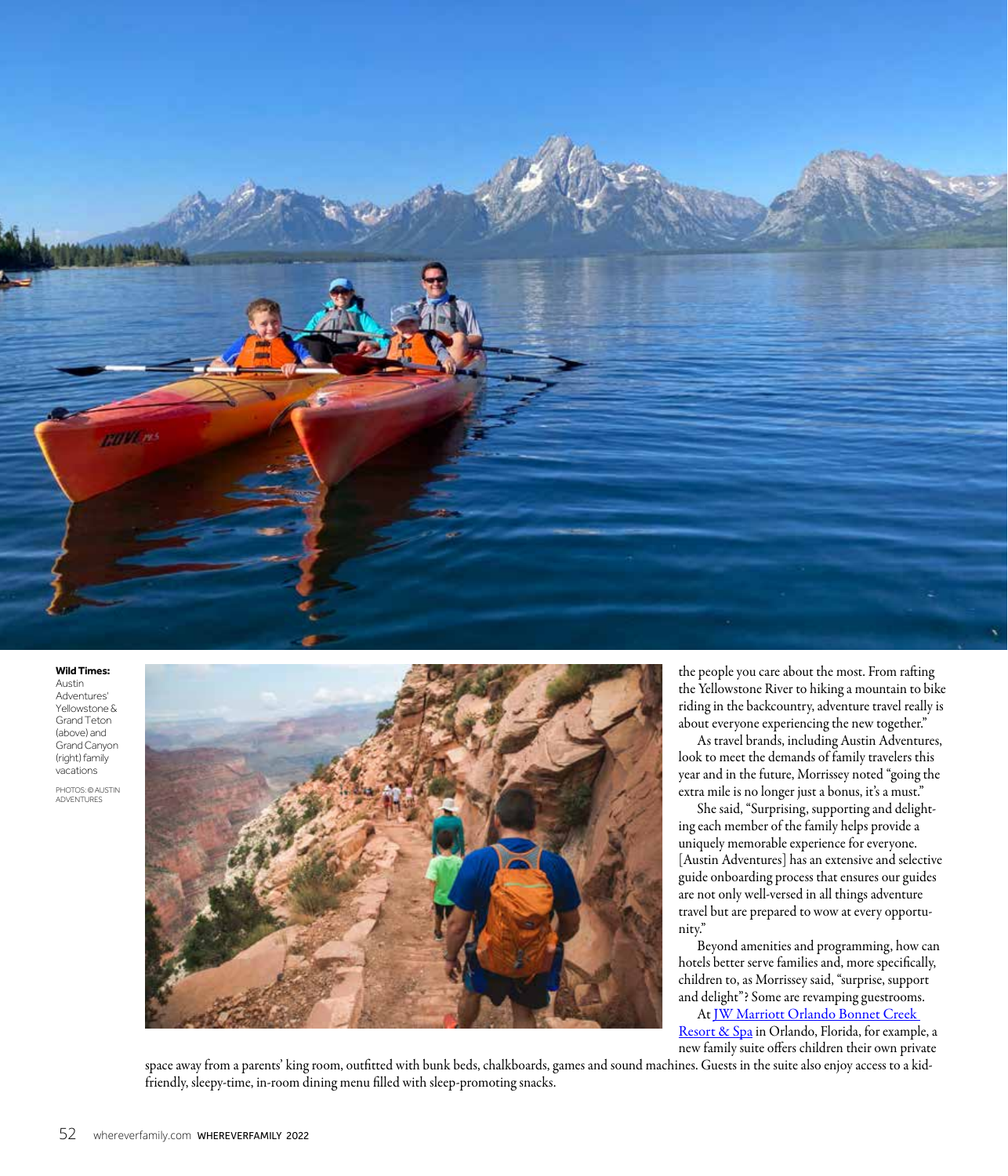**Wild Times:** Austin Adventures' Yellowstone & Grand Teton (above) and Grand Canyon (right) family vacations

PHOTOS: © AUSTIN ADVENTURES

the people you care about the most. From rafting the Yellowstone River to hiking a mountain to bike riding in the backcountry, adventure travel really is about everyone experiencing the new together."

As travel brands, including Austin Adventures, look to meet the demands of family travelers this year and in the future, Morrissey noted "going the extra mile is no longer just a bonus, it's a must."

She said, "Surprising, supporting and delighting each member of the family helps provide a uniquely memorable experience for everyone. [Austin Adventures] has an extensive and selective guide onboarding process that ensures our guides are not only well-versed in all things adventure travel but are prepared to wow at every opportunity."

Beyond amenities and programming, how can hotels better serve families and, more specifically, children to, as Morrissey said, "surprise, support and delight"? Some are revamping guestrooms.

At JW Marriott Orlando Bonnet Creek Resort & Spa in Orlando, Florida, for example, a new family suite offers children their own private space away from a parents' king room, outfitted with bunk beds, chalkboards, games and sound machines. Guests in the suite also enjoy access to a kid-friendly, sleepy-time, in-room dining menu filled with sleep-promoting snacks.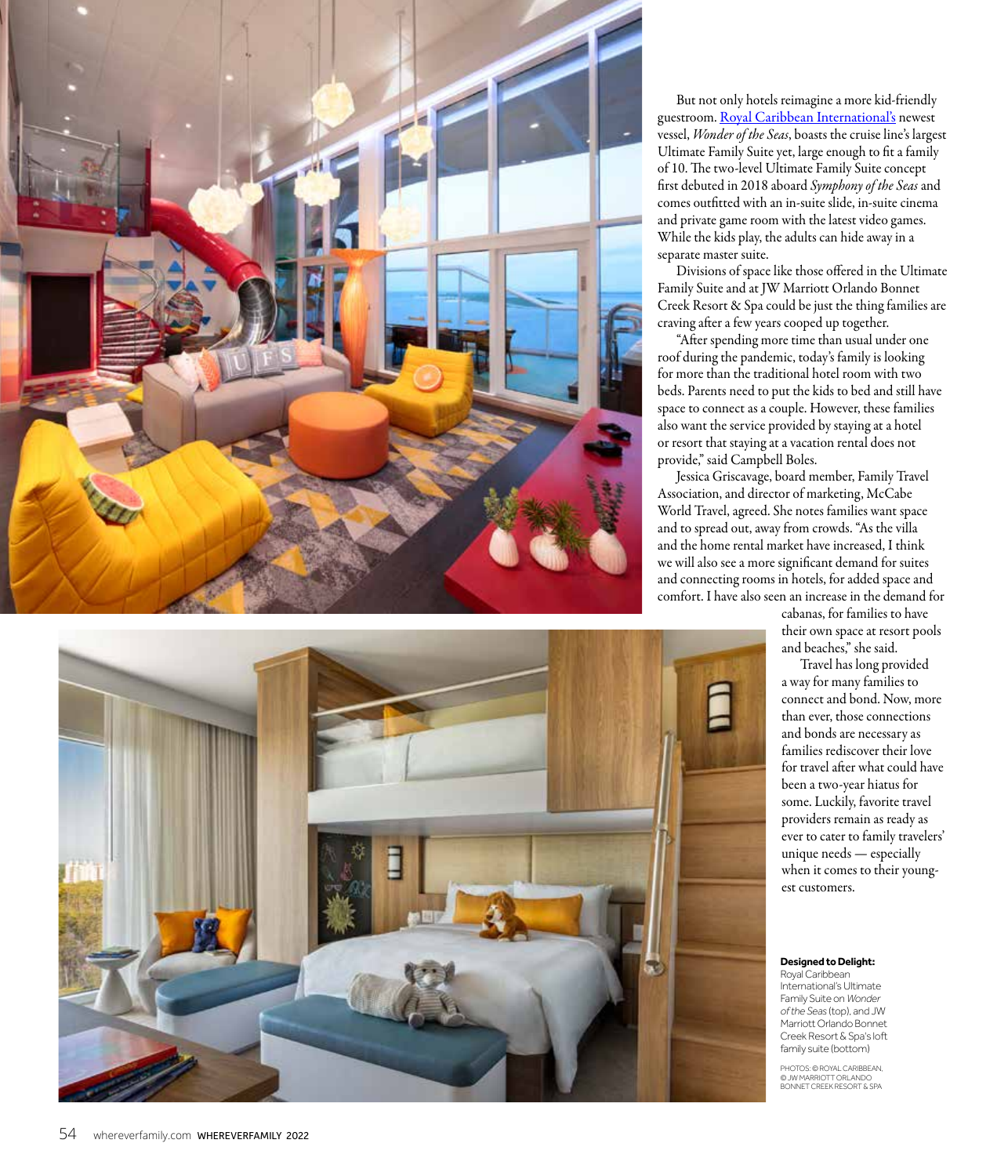But not only hotels reimagine a more kid-friendly guestroom. Royal Caribbean International's newest vessel, *Wonder of the Seas*, boasts the cruise line's largest Ultimate Family Suite yet, large enough to fit a family of 10. The two-level Ultimate Family Suite concept first debuted in 2018 aboard *Symphony of the Seas* and comes outfitted with an in-suite slide, in-suite cinema and private game room with the latest video games. While the kids play, the adults can hide away in a separate master suite.

Divisions of space like those offered in the Ultimate Family Suite and at JW Marriott Orlando Bonnet Creek Resort & Spa could be just the thing families are craving after a few years cooped up together.

"After spending more time than usual under one roof during the pandemic, today's family is looking for more than the traditional hotel room with two beds. Parents need to put the kids to bed and still have space to connect as a couple. However, these families also want the service provided by staying at a hotel or resort that staying at a vacation rental does not provide," said Campbell Boles.

Jessica Griscavage, board member, Family Travel Association, and director of marketing, McCabe World Travel, agreed. She notes families want space and to spread out, away from crowds. "As the villa and the home rental market have increased, I think we will also see a more significant demand for suites and connecting rooms in hotels, for added space and comfort. I have also seen an increase in the demand for cabanas, for families to have their own space at resort pools and beaches," she said.

Travel has long provided a way for many families to connect and bond. Now, more than ever, those connections and bonds are necessary as families rediscover their love for travel after what could have been a two-year hiatus for some. Luckily, favorite travel providers remain as ready as ever to cater to family travelers' unique needs — especially when it comes to their youngest customers.

**Designed to Delight:** Royal Caribbean International's Ultimate Family Suite on *Wonder of the Seas* (top), and JW Marriott Orlando Bonnet Creek Resort & Spa's loft family suite (bottom)

PHOTOS: © ROYAL CARIBBEAN, © JW MARRIOTT ORLANDO BONNET CREEK RESORT & SPA